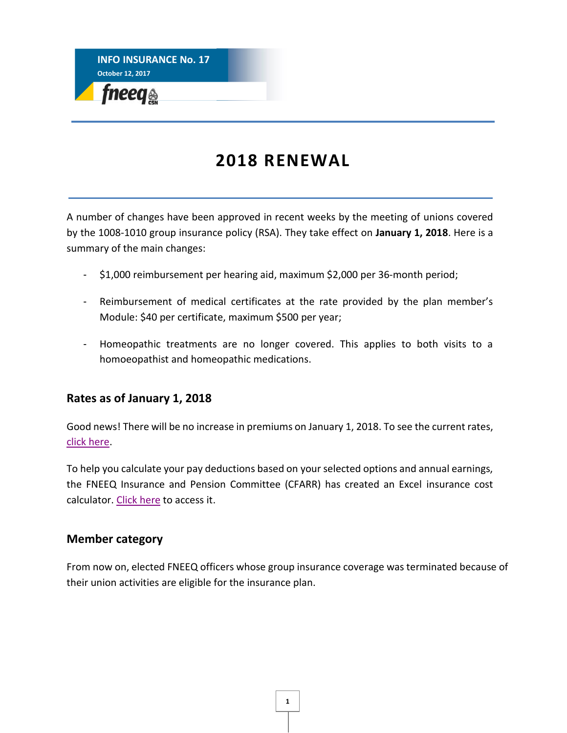**INFO INSURANCE No. 17**
**October 12, 2017**

fneeq CSN

# 2018 RENEWAL

A number of changes have been approved in recent weeks by the meeting of unions covered by the 1008-1010 group insurance policy (RSA). They take effect on **January 1, 2018**. Here is a summary of the main changes:

- $1,000 reimbursement per hearing aid, maximum $2,000 per 36-month period;
- Reimbursement of medical certificates at the rate provided by the plan member's Module: $40 per certificate, maximum $500 per year;
- Homeopathic treatments are no longer covered. This applies to both visits to a homoeopathist and homeopathic medications.

## Rates as of January 1, 2018

Good news! There will be no increase in premiums on January 1, 2018. To see the current rates, click here.

To help you calculate your pay deductions based on your selected options and annual earnings, the FNEEQ Insurance and Pension Committee (CFARR) has created an Excel insurance cost calculator. Click here to access it.

## Member category

From now on, elected FNEEQ officers whose group insurance coverage was terminated because of their union activities are eligible for the insurance plan.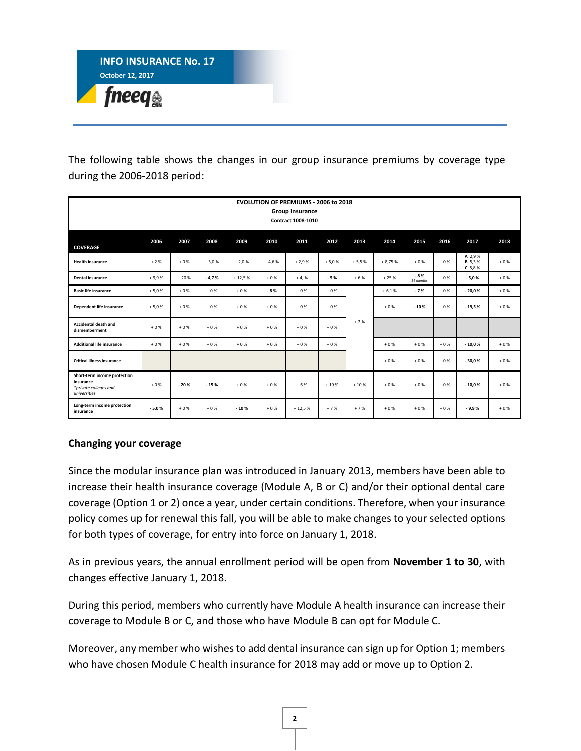The following table shows the changes in our group insurance premiums by coverage type during the 2006-2018 period:

**EVOLUTION OF PREMIUMS - 2006 to 2018**
**Group Insurance**
**Contract 1008-1010**

| COVERAGE | 2006 | 2007 | 2008 | 2009 | 2010 | 2011 | 2012 | 2013 | 2014 | 2015 | 2016 | 2017 | 2018 |
|---|---|---|---|---|---|---|---|---|---|---|---|---|---|
| **Health insurance** | + 2 % | + 0 % | + 3,0 % | + 2,0 % | + 4,6 % | + 2,9 % | + 5,0 % | + 5,5 % | + 8,75 % | + 0 % | + 0 % | **A** 2,9 % **B** 5,3 % **C** 5,8 % | + 0 % |
| **Dental insurance** | + 9,9 % | + 20 % | **- 4,7 %** | + 12,5 % | + 0 % | + 4, % | **- 5 %** | + 6 % | + 25 % | **- 8 %** *24 months* | + 0 % | **- 5,0 %** | + 0 % |
| **Basic life insurance** | + 5,0 % | + 0 % | + 0 % | + 0 % | **- 8 %** | + 0 % | + 0 % | | + 6,1 % | **- 7 %** | + 0 % | **- 20,0 %** | + 0 % |
| **Dependent life insurance** | + 5,0 % | + 0 % | + 0 % | + 0 % | + 0 % | + 0 % | + 0 % | | + 0 % | **- 10 %** | + 0 % | **- 19,5 %** | + 0 % |
| **Accidental death and dismemberment** | + 0 % | + 0 % | + 0 % | + 0 % | + 0 % | + 0 % | + 0 % | + 2 % | | | | | |
| **Additional life insurance** | + 0 % | + 0 % | + 0 % | + 0 % | + 0 % | + 0 % | + 0 % | | + 0 % | + 0 % | + 0 % | **- 10,0 %** | + 0 % |
| **Critical illness insurance** | | | | | | | | | + 0 % | + 0 % | + 0 % | **- 30,0 %** | + 0 % |
| **Short-term income protection insurance** *\*private colleges and universities* | + 0 % | **- 20 %** | **- 15 %** | + 0 % | + 0 % | + 6 % | + 19 % | + 10 % | + 0 % | + 0 % | + 0 % | **- 10,0 %** | + 0 % |
| **Long-term income protection insurance** | **- 5,0 %** | + 0 % | + 0 % | **- 10 %** | + 0 % | + 12,5 % | + 7 % | + 7 % | + 0 % | + 0 % | + 0 % | **- 9,9 %** | + 0 % |

### Changing your coverage

Since the modular insurance plan was introduced in January 2013, members have been able to increase their health insurance coverage (Module A, B or C) and/or their optional dental care coverage (Option 1 or 2) once a year, under certain conditions. Therefore, when your insurance policy comes up for renewal this fall, you will be able to make changes to your selected options for both types of coverage, for entry into force on January 1, 2018.

As in previous years, the annual enrollment period will be open from **November 1 to 30**, with changes effective January 1, 2018.

During this period, members who currently have Module A health insurance can increase their coverage to Module B or C, and those who have Module B can opt for Module C.

Moreover, any member who wishes to add dental insurance can sign up for Option 1; members who have chosen Module C health insurance for 2018 may add or move up to Option 2.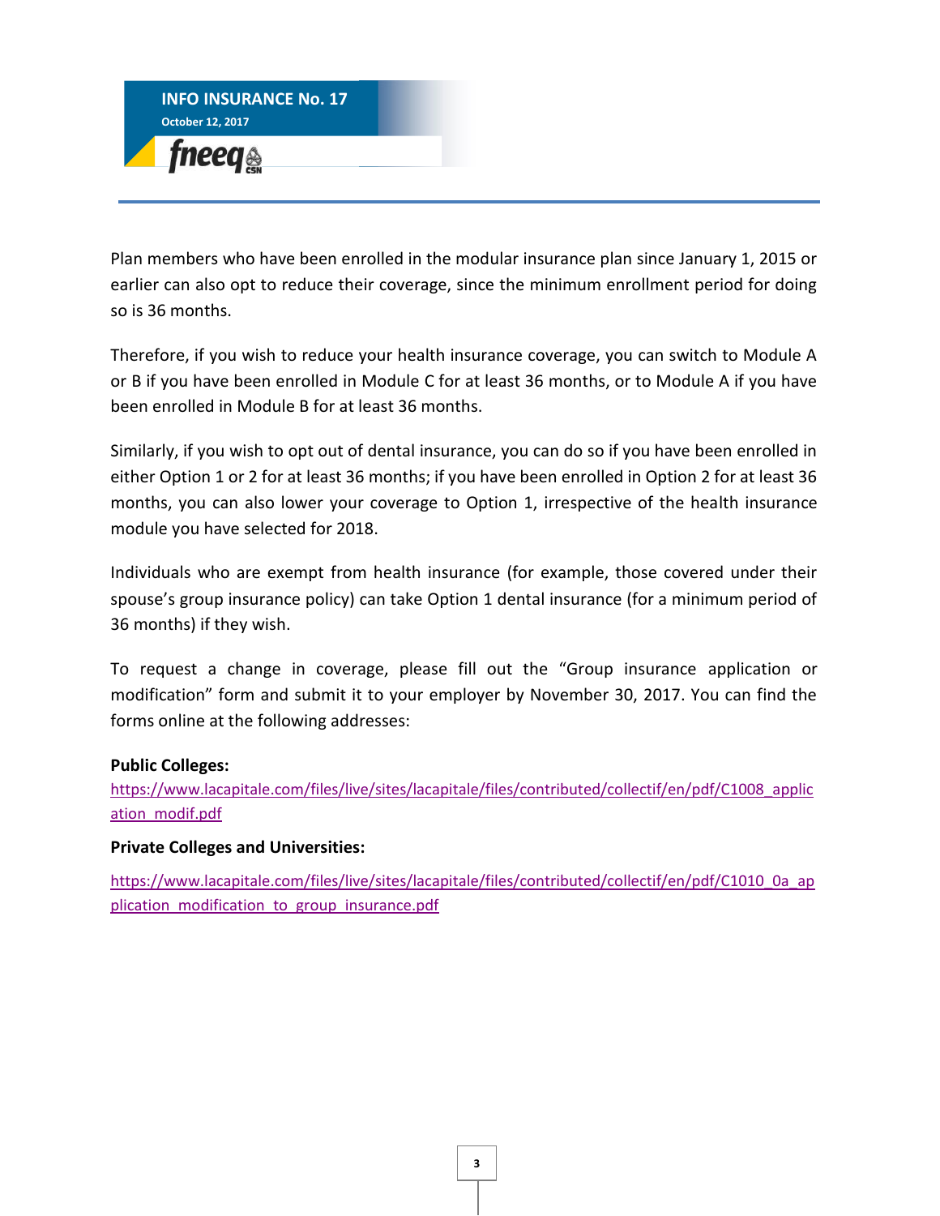Plan members who have been enrolled in the modular insurance plan since January 1, 2015 or earlier can also opt to reduce their coverage, since the minimum enrollment period for doing so is 36 months.

Therefore, if you wish to reduce your health insurance coverage, you can switch to Module A or B if you have been enrolled in Module C for at least 36 months, or to Module A if you have been enrolled in Module B for at least 36 months.

Similarly, if you wish to opt out of dental insurance, you can do so if you have been enrolled in either Option 1 or 2 for at least 36 months; if you have been enrolled in Option 2 for at least 36 months, you can also lower your coverage to Option 1, irrespective of the health insurance module you have selected for 2018.

Individuals who are exempt from health insurance (for example, those covered under their spouse's group insurance policy) can take Option 1 dental insurance (for a minimum period of 36 months) if they wish.

To request a change in coverage, please fill out the "Group insurance application or modification" form and submit it to your employer by November 30, 2017. You can find the forms online at the following addresses:

**Public Colleges:**

https://www.lacapitale.com/files/live/sites/lacapitale/files/contributed/collectif/en/pdf/C1008_application_modif.pdf

**Private Colleges and Universities:**

https://www.lacapitale.com/files/live/sites/lacapitale/files/contributed/collectif/en/pdf/C1010_0a_application_modification_to_group_insurance.pdf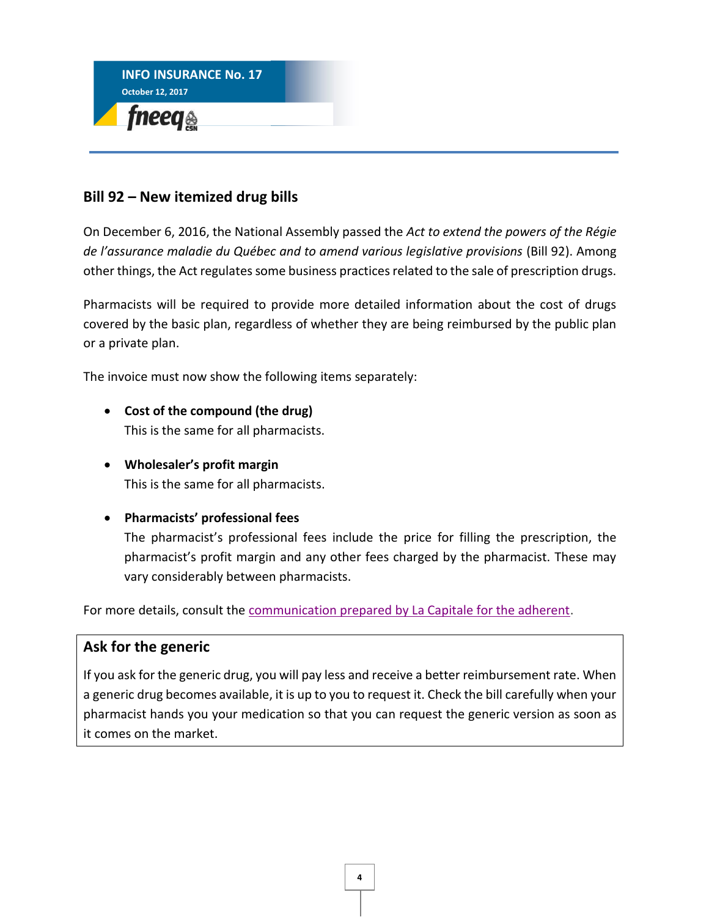INFO INSURANCE No. 17
October 12, 2017

fneeq CSN

## Bill 92 – New itemized drug bills

On December 6, 2016, the National Assembly passed the *Act to extend the powers of the Régie de l'assurance maladie du Québec and to amend various legislative provisions* (Bill 92). Among other things, the Act regulates some business practices related to the sale of prescription drugs.

Pharmacists will be required to provide more detailed information about the cost of drugs covered by the basic plan, regardless of whether they are being reimbursed by the public plan or a private plan.

The invoice must now show the following items separately:

- **Cost of the compound (the drug)**
  This is the same for all pharmacists.

- **Wholesaler's profit margin**
  This is the same for all pharmacists.

- **Pharmacists' professional fees**
  The pharmacist's professional fees include the price for filling the prescription, the pharmacist's profit margin and any other fees charged by the pharmacist. These may vary considerably between pharmacists.

For more details, consult the communication prepared by La Capitale for the adherent.

## Ask for the generic

If you ask for the generic drug, you will pay less and receive a better reimbursement rate. When a generic drug becomes available, it is up to you to request it. Check the bill carefully when your pharmacist hands you your medication so that you can request the generic version as soon as it comes on the market.